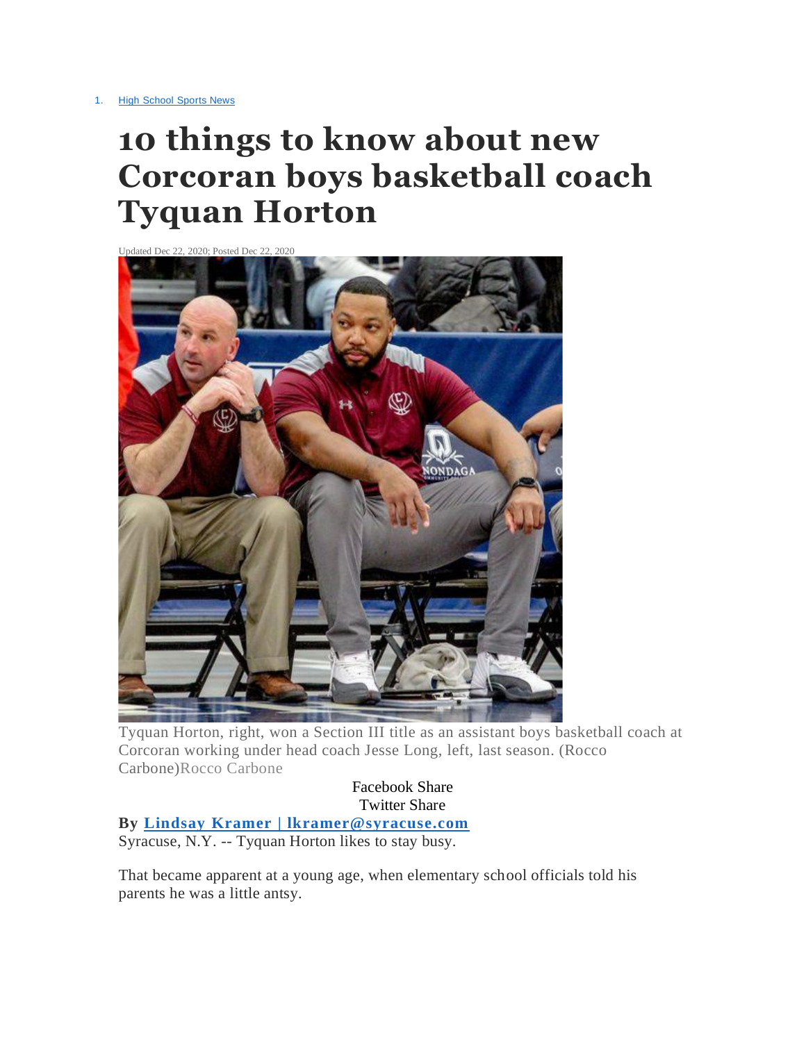1. High School Sports News

# 10 things to know about new Corcoran boys basketball coach Tyquan Horton

Updated Dec 22, 2020; Posted Dec 22, 2020

Tyquan Horton, right, won a Section III title as an assistant boys basketball coach at Corcoran working under head coach Jesse Long, left, last season. (Rocco Carbone)Rocco Carbone

Facebook Share
Twitter Share

**By Lindsay Kramer | lkramer@syracuse.com**

Syracuse, N.Y. -- Tyquan Horton likes to stay busy.

That became apparent at a young age, when elementary school officials told his parents he was a little antsy.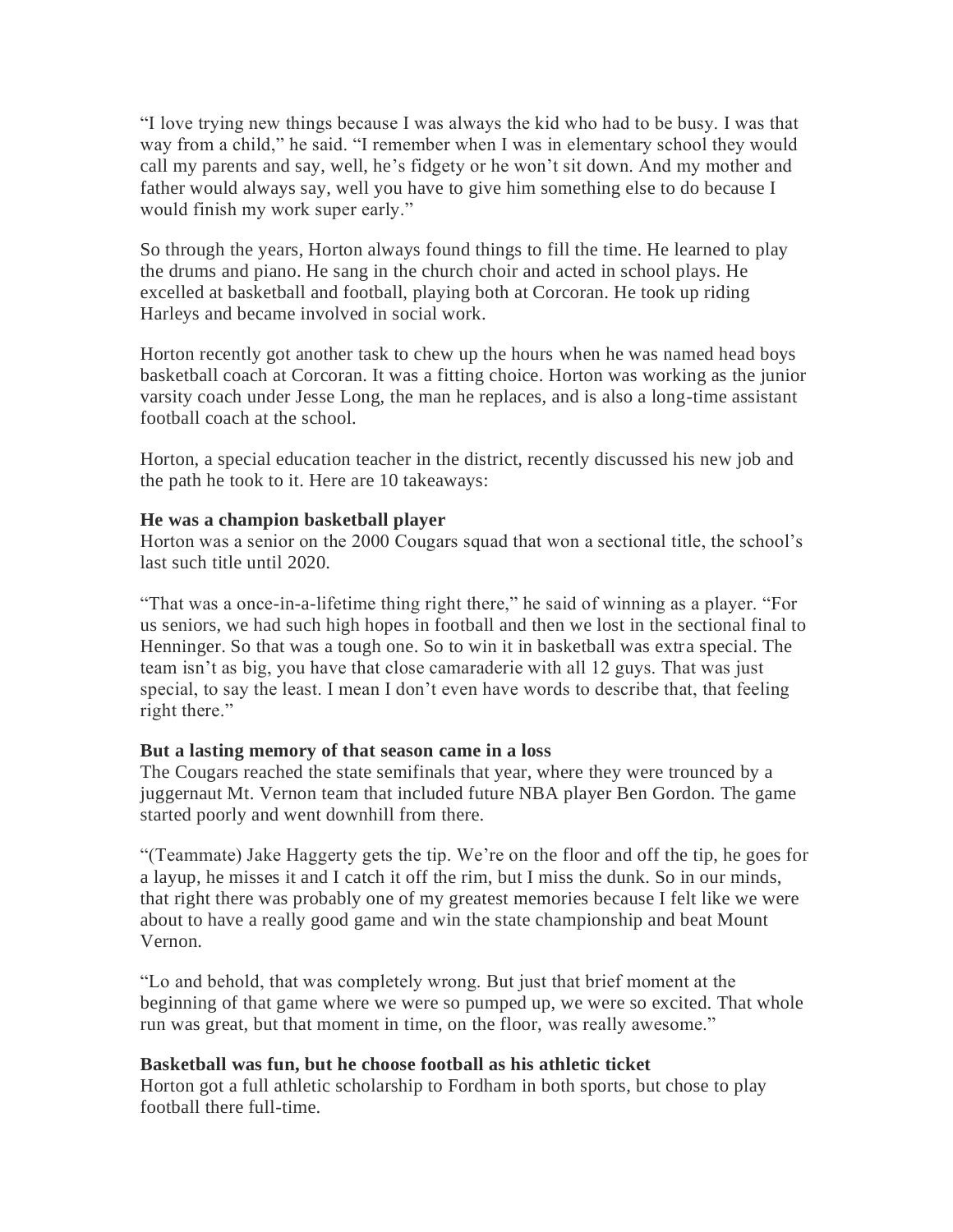"I love trying new things because I was always the kid who had to be busy. I was that way from a child," he said. "I remember when I was in elementary school they would call my parents and say, well, he's fidgety or he won't sit down. And my mother and father would always say, well you have to give him something else to do because I would finish my work super early."

So through the years, Horton always found things to fill the time. He learned to play the drums and piano. He sang in the church choir and acted in school plays. He excelled at basketball and football, playing both at Corcoran. He took up riding Harleys and became involved in social work.

Horton recently got another task to chew up the hours when he was named head boys basketball coach at Corcoran. It was a fitting choice. Horton was working as the junior varsity coach under Jesse Long, the man he replaces, and is also a long-time assistant football coach at the school.

Horton, a special education teacher in the district, recently discussed his new job and the path he took to it. Here are 10 takeaways:

**He was a champion basketball player**

Horton was a senior on the 2000 Cougars squad that won a sectional title, the school's last such title until 2020.

"That was a once-in-a-lifetime thing right there," he said of winning as a player. "For us seniors, we had such high hopes in football and then we lost in the sectional final to Henninger. So that was a tough one. So to win it in basketball was extra special. The team isn't as big, you have that close camaraderie with all 12 guys. That was just special, to say the least. I mean I don't even have words to describe that, that feeling right there."

**But a lasting memory of that season came in a loss**

The Cougars reached the state semifinals that year, where they were trounced by a juggernaut Mt. Vernon team that included future NBA player Ben Gordon. The game started poorly and went downhill from there.

"(Teammate) Jake Haggerty gets the tip. We're on the floor and off the tip, he goes for a layup, he misses it and I catch it off the rim, but I miss the dunk. So in our minds, that right there was probably one of my greatest memories because I felt like we were about to have a really good game and win the state championship and beat Mount Vernon.

"Lo and behold, that was completely wrong. But just that brief moment at the beginning of that game where we were so pumped up, we were so excited. That whole run was great, but that moment in time, on the floor, was really awesome."

**Basketball was fun, but he choose football as his athletic ticket**

Horton got a full athletic scholarship to Fordham in both sports, but chose to play football there full-time.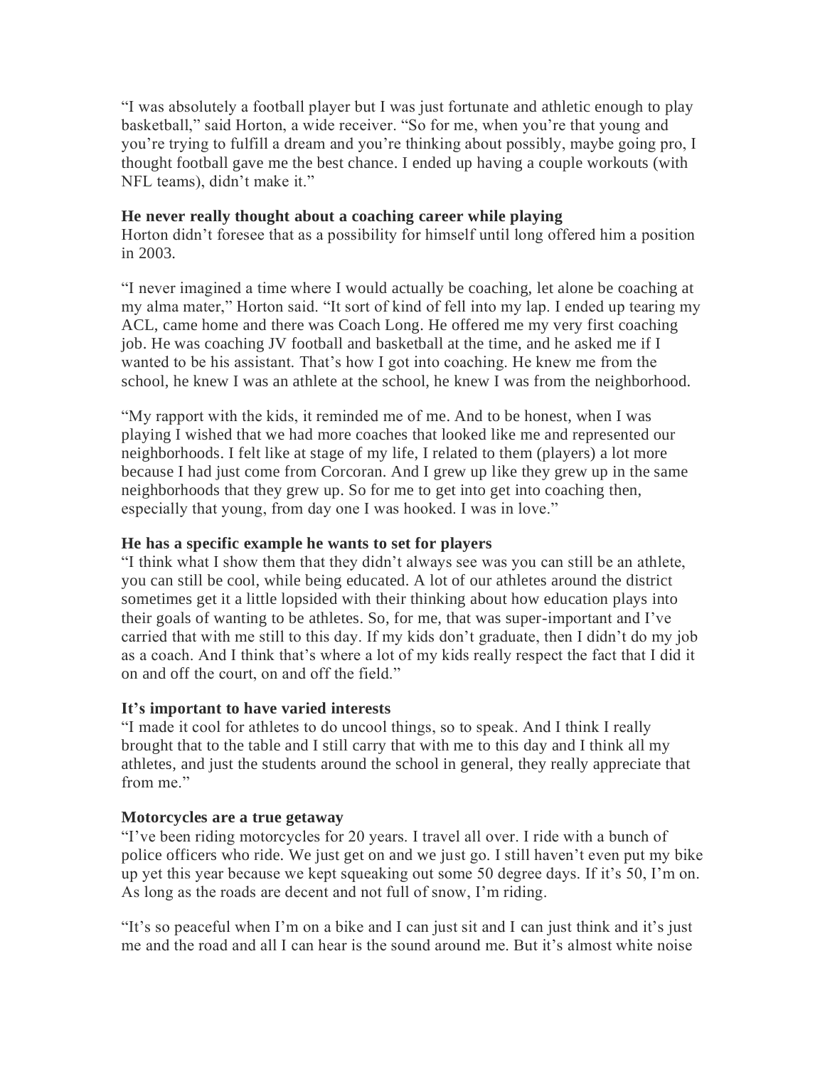"I was absolutely a football player but I was just fortunate and athletic enough to play basketball," said Horton, a wide receiver. "So for me, when you're that young and you're trying to fulfill a dream and you're thinking about possibly, maybe going pro, I thought football gave me the best chance. I ended up having a couple workouts (with NFL teams), didn't make it."

**He never really thought about a coaching career while playing**

Horton didn't foresee that as a possibility for himself until long offered him a position in 2003.

"I never imagined a time where I would actually be coaching, let alone be coaching at my alma mater," Horton said. "It sort of kind of fell into my lap. I ended up tearing my ACL, came home and there was Coach Long. He offered me my very first coaching job. He was coaching JV football and basketball at the time, and he asked me if I wanted to be his assistant. That's how I got into coaching. He knew me from the school, he knew I was an athlete at the school, he knew I was from the neighborhood.

"My rapport with the kids, it reminded me of me. And to be honest, when I was playing I wished that we had more coaches that looked like me and represented our neighborhoods. I felt like at stage of my life, I related to them (players) a lot more because I had just come from Corcoran. And I grew up like they grew up in the same neighborhoods that they grew up. So for me to get into get into coaching then, especially that young, from day one I was hooked. I was in love."

**He has a specific example he wants to set for players**

"I think what I show them that they didn't always see was you can still be an athlete, you can still be cool, while being educated. A lot of our athletes around the district sometimes get it a little lopsided with their thinking about how education plays into their goals of wanting to be athletes. So, for me, that was super-important and I've carried that with me still to this day. If my kids don't graduate, then I didn't do my job as a coach. And I think that's where a lot of my kids really respect the fact that I did it on and off the court, on and off the field."

**It's important to have varied interests**

"I made it cool for athletes to do uncool things, so to speak. And I think I really brought that to the table and I still carry that with me to this day and I think all my athletes, and just the students around the school in general, they really appreciate that from me."

**Motorcycles are a true getaway**

"I've been riding motorcycles for 20 years. I travel all over. I ride with a bunch of police officers who ride. We just get on and we just go. I still haven't even put my bike up yet this year because we kept squeaking out some 50 degree days. If it's 50, I'm on. As long as the roads are decent and not full of snow, I'm riding.

"It's so peaceful when I'm on a bike and I can just sit and I can just think and it's just me and the road and all I can hear is the sound around me. But it's almost white noise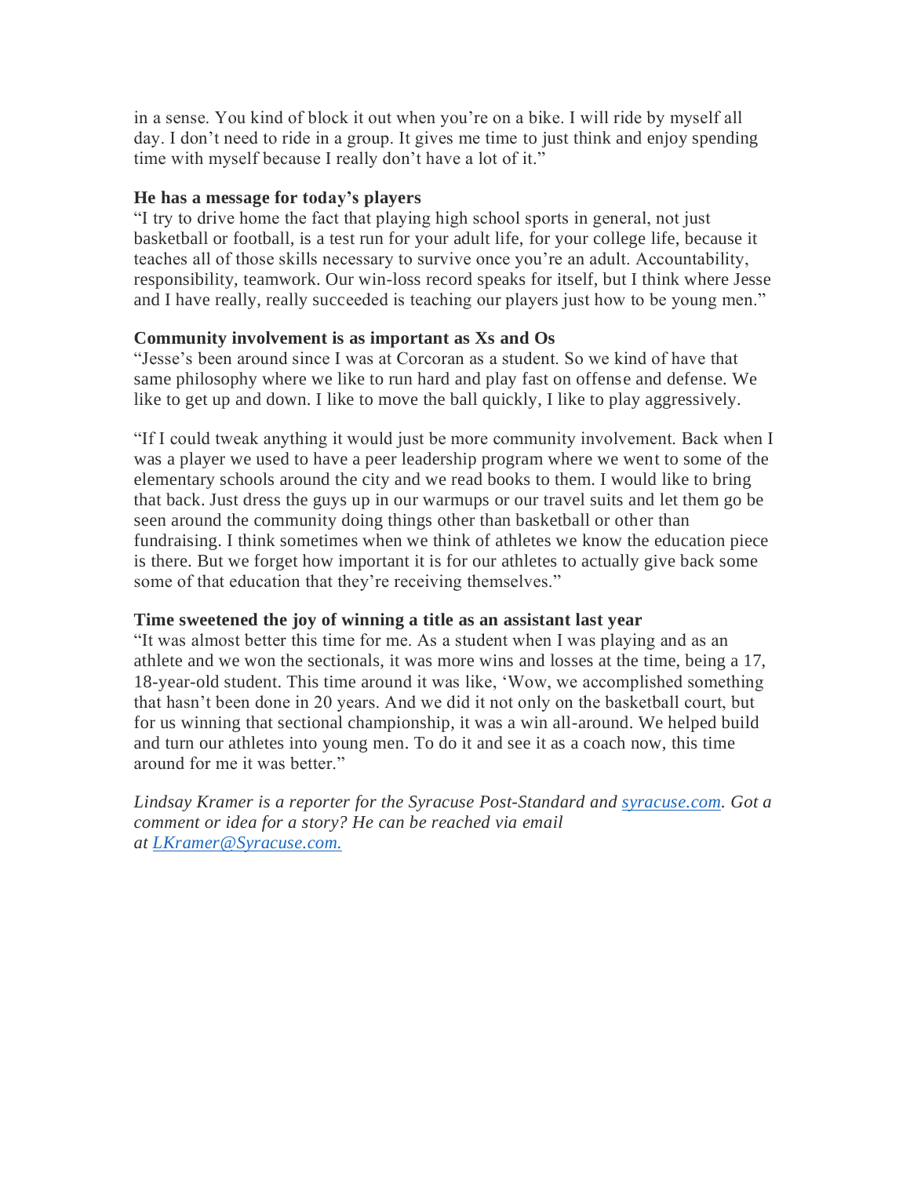in a sense. You kind of block it out when you're on a bike. I will ride by myself all day. I don't need to ride in a group. It gives me time to just think and enjoy spending time with myself because I really don't have a lot of it."

**He has a message for today's players**

"I try to drive home the fact that playing high school sports in general, not just basketball or football, is a test run for your adult life, for your college life, because it teaches all of those skills necessary to survive once you're an adult. Accountability, responsibility, teamwork. Our win-loss record speaks for itself, but I think where Jesse and I have really, really succeeded is teaching our players just how to be young men."

**Community involvement is as important as Xs and Os**

"Jesse's been around since I was at Corcoran as a student. So we kind of have that same philosophy where we like to run hard and play fast on offense and defense. We like to get up and down. I like to move the ball quickly, I like to play aggressively.

"If I could tweak anything it would just be more community involvement. Back when I was a player we used to have a peer leadership program where we went to some of the elementary schools around the city and we read books to them. I would like to bring that back. Just dress the guys up in our warmups or our travel suits and let them go be seen around the community doing things other than basketball or other than fundraising. I think sometimes when we think of athletes we know the education piece is there. But we forget how important it is for our athletes to actually give back some some of that education that they're receiving themselves."

**Time sweetened the joy of winning a title as an assistant last year**

"It was almost better this time for me. As a student when I was playing and as an athlete and we won the sectionals, it was more wins and losses at the time, being a 17, 18-year-old student. This time around it was like, 'Wow, we accomplished something that hasn't been done in 20 years. And we did it not only on the basketball court, but for us winning that sectional championship, it was a win all-around. We helped build and turn our athletes into young men. To do it and see it as a coach now, this time around for me it was better."

*Lindsay Kramer is a reporter for the Syracuse Post-Standard and [syracuse.com](syracuse.com). Got a comment or idea for a story? He can be reached via email at [LKramer@Syracuse.com.](mailto:LKramer@Syracuse.com)*